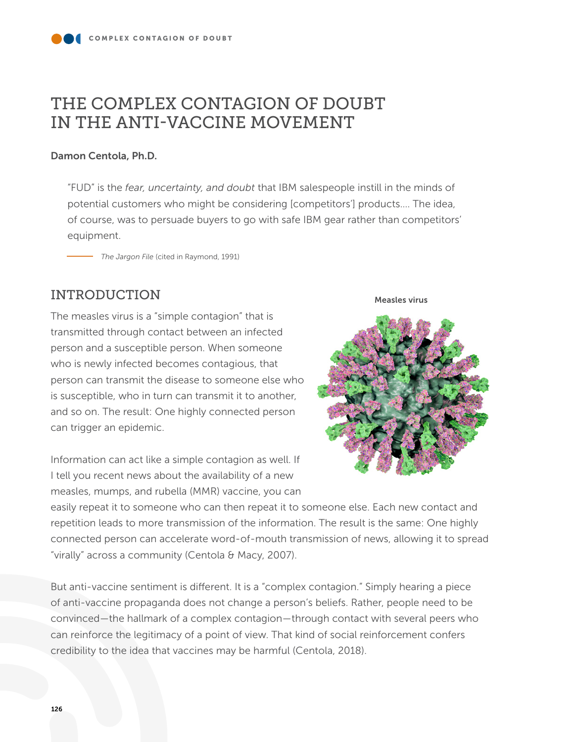# THE COMPLEX CONTAGION OF DOUBT IN THE ANTI-VACCINE MOVEMENT

**Damon Centola, Ph.D.**

> "FUD" is the *fear, uncertainty, and doubt* that IBM salespeople instill in the minds of potential customers who might be considering [competitors'] products.... The idea, of course, was to persuade buyers to go with safe IBM gear rather than competitors' equipment.
>
> — *The Jargon File* (cited in Raymond, 1991)

## INTRODUCTION

The measles virus is a "simple contagion" that is transmitted through contact between an infected person and a susceptible person. When someone who is newly infected becomes contagious, that person can transmit the disease to someone else who is susceptible, who in turn can transmit it to another, and so on. The result: One highly connected person can trigger an epidemic.

Measles virus

Information can act like a simple contagion as well. If I tell you recent news about the availability of a new measles, mumps, and rubella (MMR) vaccine, you can easily repeat it to someone who can then repeat it to someone else. Each new contact and repetition leads to more transmission of the information. The result is the same: One highly connected person can accelerate word-of-mouth transmission of news, allowing it to spread "virally" across a community (Centola & Macy, 2007).

But anti-vaccine sentiment is different. It is a "complex contagion." Simply hearing a piece of anti-vaccine propaganda does not change a person's beliefs. Rather, people need to be convinced—the hallmark of a complex contagion—through contact with several peers who can reinforce the legitimacy of a point of view. That kind of social reinforcement confers credibility to the idea that vaccines may be harmful (Centola, 2018).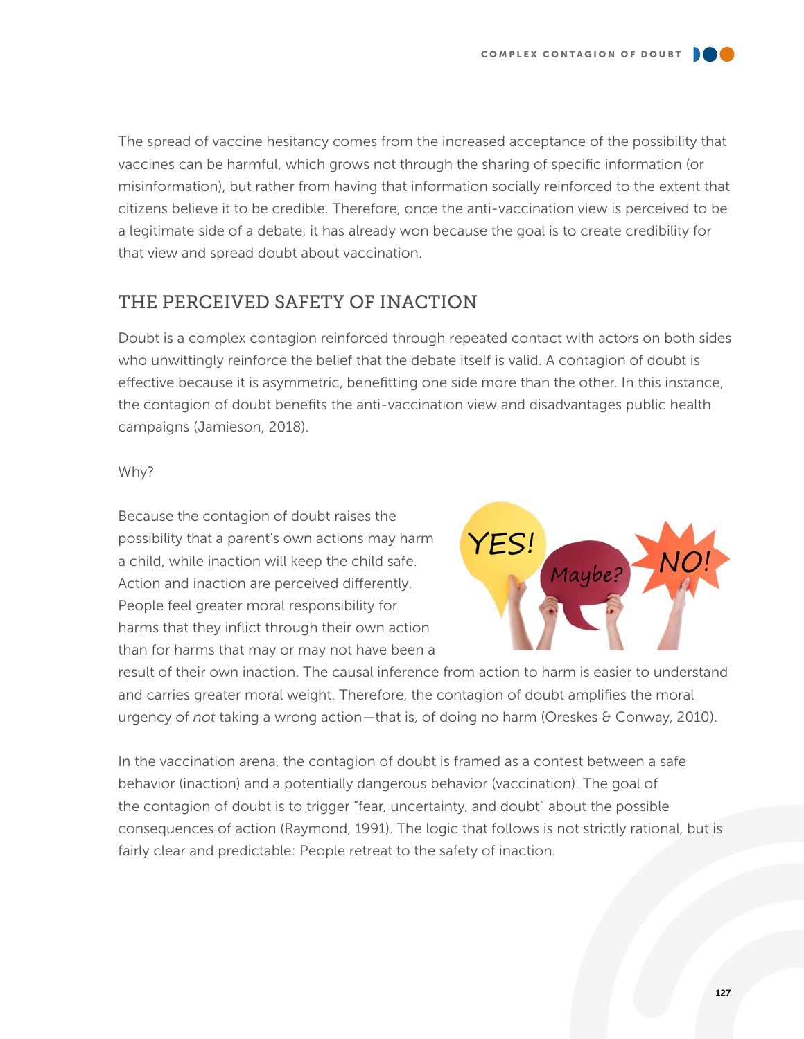The spread of vaccine hesitancy comes from the increased acceptance of the possibility that vaccines can be harmful, which grows not through the sharing of specific information (or misinformation), but rather from having that information socially reinforced to the extent that citizens believe it to be credible. Therefore, once the anti-vaccination view is perceived to be a legitimate side of a debate, it has already won because the goal is to create credibility for that view and spread doubt about vaccination.

## THE PERCEIVED SAFETY OF INACTION

Doubt is a complex contagion reinforced through repeated contact with actors on both sides who unwittingly reinforce the belief that the debate itself is valid. A contagion of doubt is effective because it is asymmetric, benefitting one side more than the other. In this instance, the contagion of doubt benefits the anti-vaccination view and disadvantages public health campaigns (Jamieson, 2018).

Why?

Because the contagion of doubt raises the possibility that a parent's own actions may harm a child, while inaction will keep the child safe. Action and inaction are perceived differently. People feel greater moral responsibility for harms that they inflict through their own action than for harms that may or may not have been a result of their own inaction. The causal inference from action to harm is easier to understand and carries greater moral weight. Therefore, the contagion of doubt amplifies the moral urgency of *not* taking a wrong action—that is, of doing no harm (Oreskes & Conway, 2010).

In the vaccination arena, the contagion of doubt is framed as a contest between a safe behavior (inaction) and a potentially dangerous behavior (vaccination). The goal of the contagion of doubt is to trigger "fear, uncertainty, and doubt" about the possible consequences of action (Raymond, 1991). The logic that follows is not strictly rational, but is fairly clear and predictable: People retreat to the safety of inaction.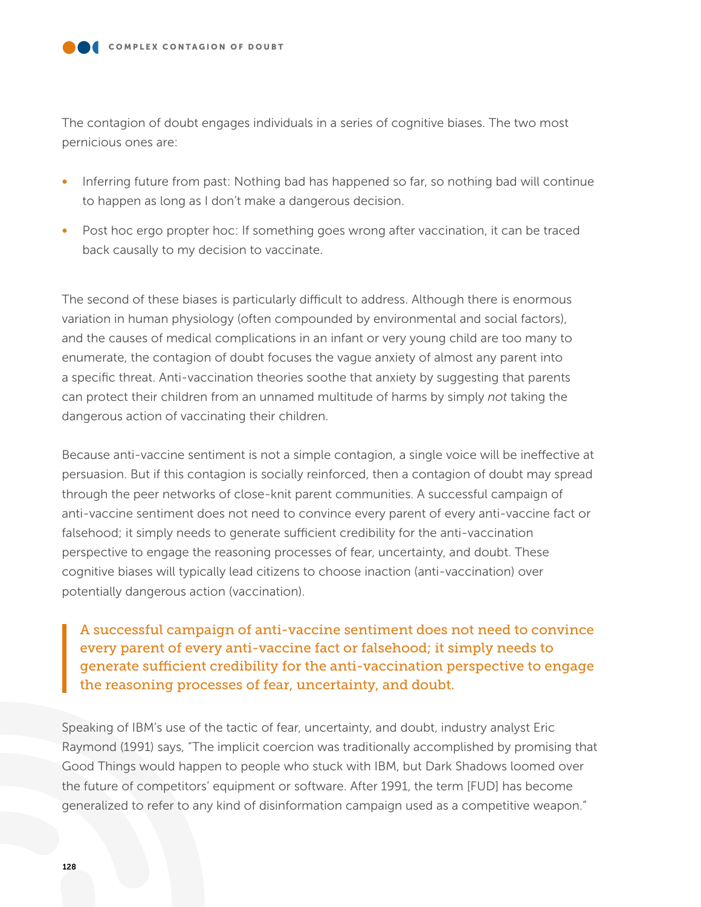The contagion of doubt engages individuals in a series of cognitive biases. The two most pernicious ones are:

- Inferring future from past: Nothing bad has happened so far, so nothing bad will continue to happen as long as I don't make a dangerous decision.
- Post hoc ergo propter hoc: If something goes wrong after vaccination, it can be traced back causally to my decision to vaccinate.

The second of these biases is particularly difficult to address. Although there is enormous variation in human physiology (often compounded by environmental and social factors), and the causes of medical complications in an infant or very young child are too many to enumerate, the contagion of doubt focuses the vague anxiety of almost any parent into a specific threat. Anti-vaccination theories soothe that anxiety by suggesting that parents can protect their children from an unnamed multitude of harms by simply *not* taking the dangerous action of vaccinating their children.

Because anti-vaccine sentiment is not a simple contagion, a single voice will be ineffective at persuasion. But if this contagion is socially reinforced, then a contagion of doubt may spread through the peer networks of close-knit parent communities. A successful campaign of anti-vaccine sentiment does not need to convince every parent of every anti-vaccine fact or falsehood; it simply needs to generate sufficient credibility for the anti-vaccination perspective to engage the reasoning processes of fear, uncertainty, and doubt. These cognitive biases will typically lead citizens to choose inaction (anti-vaccination) over potentially dangerous action (vaccination).

> A successful campaign of anti-vaccine sentiment does not need to convince every parent of every anti-vaccine fact or falsehood; it simply needs to generate sufficient credibility for the anti-vaccination perspective to engage the reasoning processes of fear, uncertainty, and doubt.

Speaking of IBM's use of the tactic of fear, uncertainty, and doubt, industry analyst Eric Raymond (1991) says, "The implicit coercion was traditionally accomplished by promising that Good Things would happen to people who stuck with IBM, but Dark Shadows loomed over the future of competitors' equipment or software. After 1991, the term [FUD] has become generalized to refer to any kind of disinformation campaign used as a competitive weapon."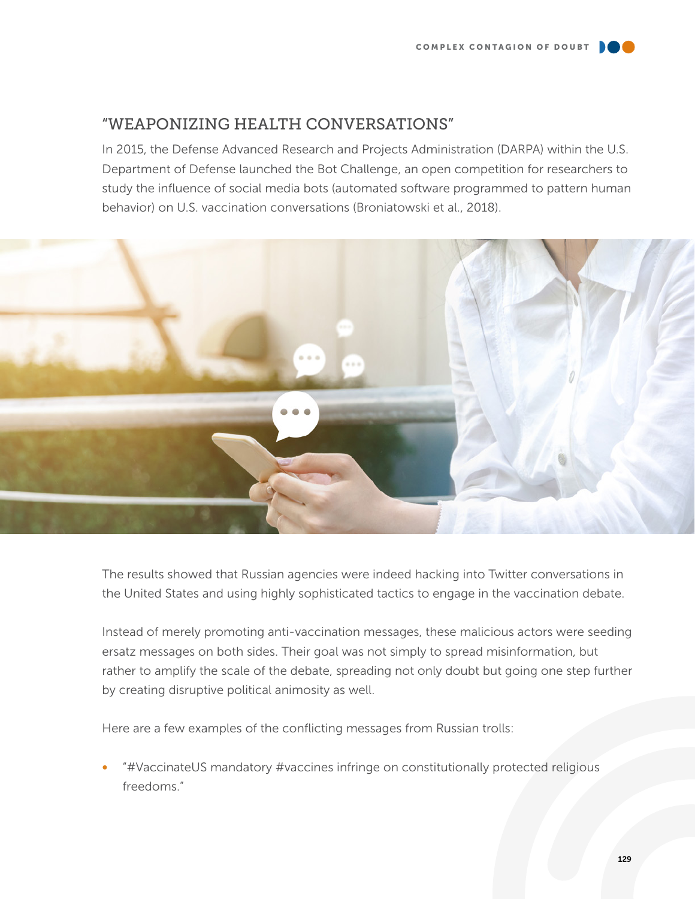## "WEAPONIZING HEALTH CONVERSATIONS"

In 2015, the Defense Advanced Research and Projects Administration (DARPA) within the U.S. Department of Defense launched the Bot Challenge, an open competition for researchers to study the influence of social media bots (automated software programmed to pattern human behavior) on U.S. vaccination conversations (Broniatowski et al., 2018).

The results showed that Russian agencies were indeed hacking into Twitter conversations in the United States and using highly sophisticated tactics to engage in the vaccination debate.

Instead of merely promoting anti-vaccination messages, these malicious actors were seeding ersatz messages on both sides. Their goal was not simply to spread misinformation, but rather to amplify the scale of the debate, spreading not only doubt but going one step further by creating disruptive political animosity as well.

Here are a few examples of the conflicting messages from Russian trolls:

- "#VaccinateUS mandatory #vaccines infringe on constitutionally protected religious freedoms."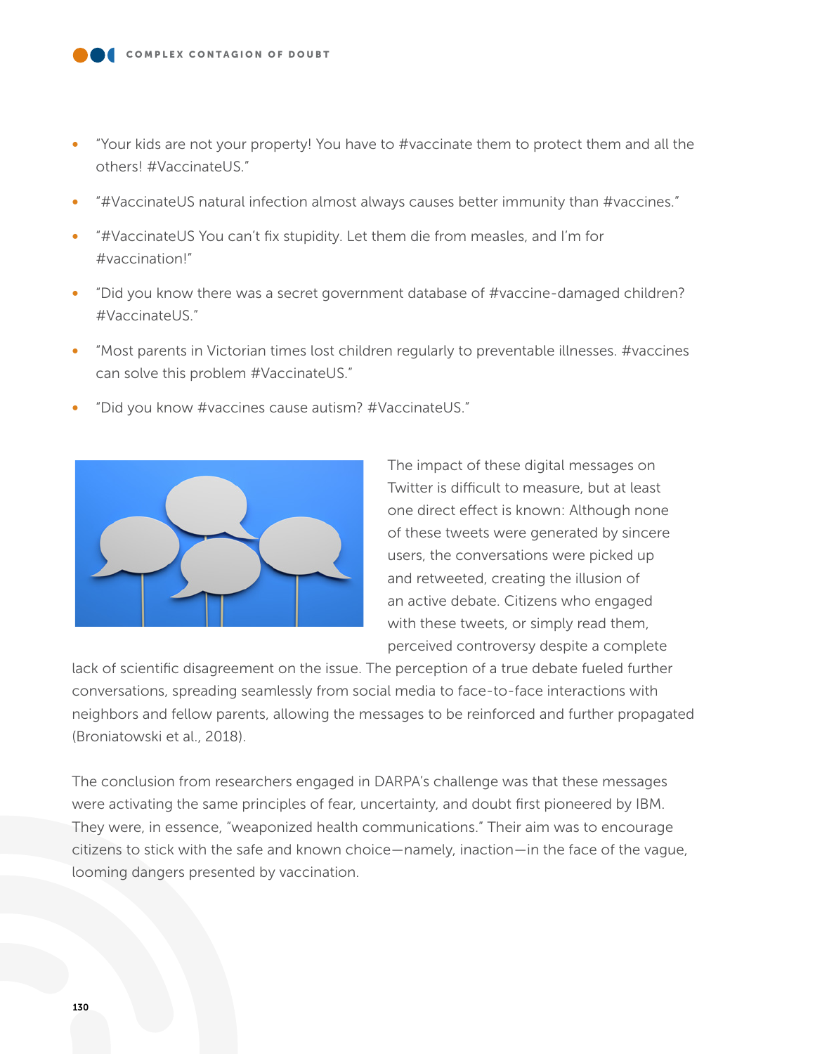- "Your kids are not your property! You have to #vaccinate them to protect them and all the others! #VaccinateUS."
- "#VaccinateUS natural infection almost always causes better immunity than #vaccines."
- "#VaccinateUS You can't fix stupidity. Let them die from measles, and I'm for #vaccination!"
- "Did you know there was a secret government database of #vaccine-damaged children? #VaccinateUS."
- "Most parents in Victorian times lost children regularly to preventable illnesses. #vaccines can solve this problem #VaccinateUS."
- "Did you know #vaccines cause autism? #VaccinateUS."

The impact of these digital messages on Twitter is difficult to measure, but at least one direct effect is known: Although none of these tweets were generated by sincere users, the conversations were picked up and retweeted, creating the illusion of an active debate. Citizens who engaged with these tweets, or simply read them, perceived controversy despite a complete lack of scientific disagreement on the issue. The perception of a true debate fueled further conversations, spreading seamlessly from social media to face-to-face interactions with neighbors and fellow parents, allowing the messages to be reinforced and further propagated (Broniatowski et al., 2018).

The conclusion from researchers engaged in DARPA's challenge was that these messages were activating the same principles of fear, uncertainty, and doubt first pioneered by IBM. They were, in essence, "weaponized health communications." Their aim was to encourage citizens to stick with the safe and known choice—namely, inaction—in the face of the vague, looming dangers presented by vaccination.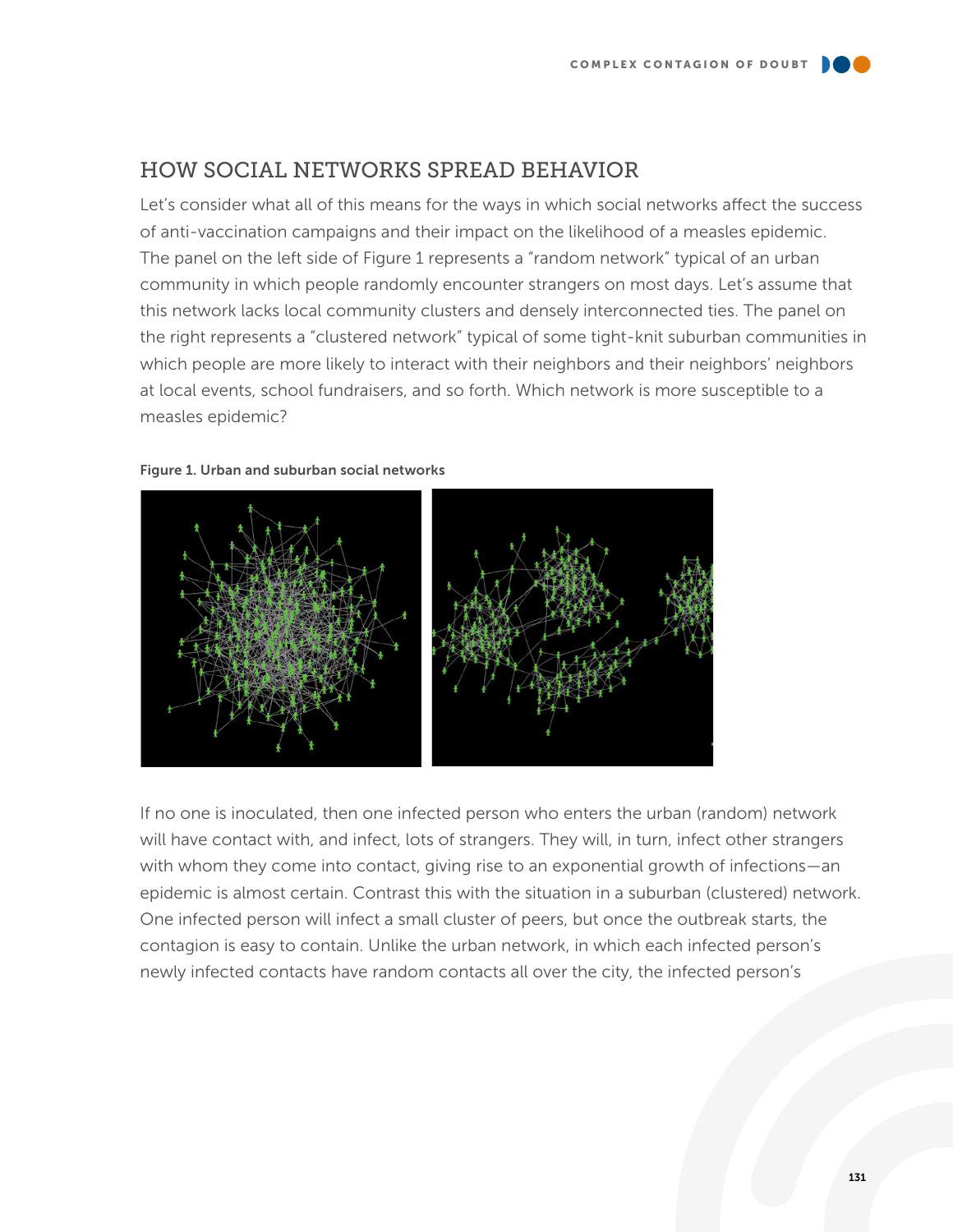## HOW SOCIAL NETWORKS SPREAD BEHAVIOR

Let's consider what all of this means for the ways in which social networks affect the success of anti-vaccination campaigns and their impact on the likelihood of a measles epidemic. The panel on the left side of Figure 1 represents a "random network" typical of an urban community in which people randomly encounter strangers on most days. Let's assume that this network lacks local community clusters and densely interconnected ties. The panel on the right represents a "clustered network" typical of some tight-knit suburban communities in which people are more likely to interact with their neighbors and their neighbors' neighbors at local events, school fundraisers, and so forth. Which network is more susceptible to a measles epidemic?

**Figure 1. Urban and suburban social networks**

If no one is inoculated, then one infected person who enters the urban (random) network will have contact with, and infect, lots of strangers. They will, in turn, infect other strangers with whom they come into contact, giving rise to an exponential growth of infections—an epidemic is almost certain. Contrast this with the situation in a suburban (clustered) network. One infected person will infect a small cluster of peers, but once the outbreak starts, the contagion is easy to contain. Unlike the urban network, in which each infected person's newly infected contacts have random contacts all over the city, the infected person's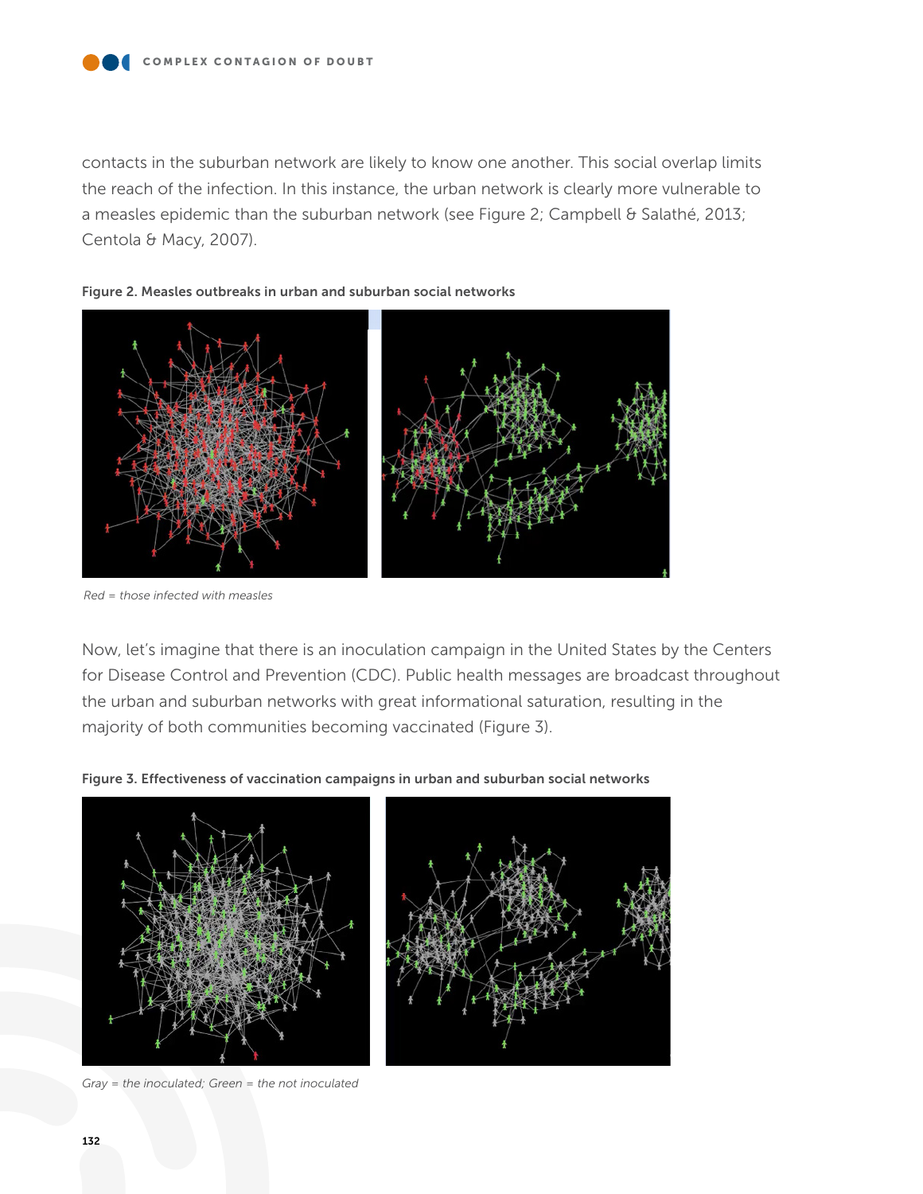contacts in the suburban network are likely to know one another. This social overlap limits the reach of the infection. In this instance, the urban network is clearly more vulnerable to a measles epidemic than the suburban network (see Figure 2; Campbell & Salathé, 2013; Centola & Macy, 2007).

**Figure 2. Measles outbreaks in urban and suburban social networks**

*Red = those infected with measles*

Now, let's imagine that there is an inoculation campaign in the United States by the Centers for Disease Control and Prevention (CDC). Public health messages are broadcast throughout the urban and suburban networks with great informational saturation, resulting in the majority of both communities becoming vaccinated (Figure 3).

**Figure 3. Effectiveness of vaccination campaigns in urban and suburban social networks**

*Gray = the inoculated; Green = the not inoculated*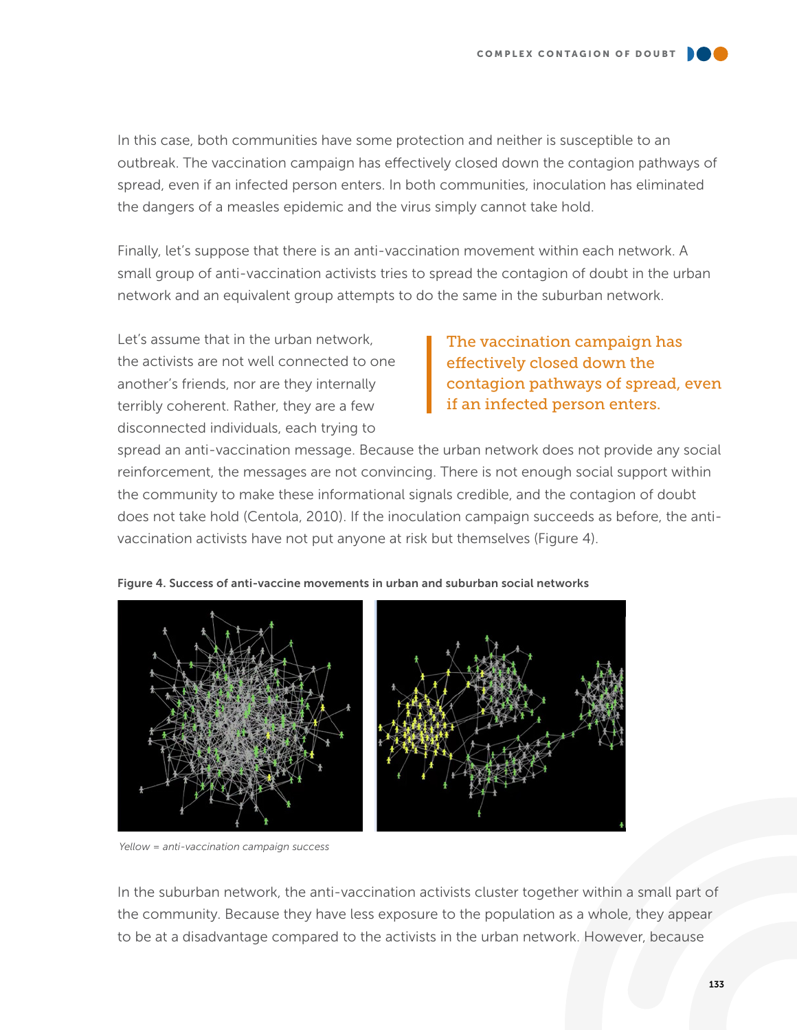In this case, both communities have some protection and neither is susceptible to an outbreak. The vaccination campaign has effectively closed down the contagion pathways of spread, even if an infected person enters. In both communities, inoculation has eliminated the dangers of a measles epidemic and the virus simply cannot take hold.

Finally, let's suppose that there is an anti-vaccination movement within each network. A small group of anti-vaccination activists tries to spread the contagion of doubt in the urban network and an equivalent group attempts to do the same in the suburban network.

> The vaccination campaign has effectively closed down the contagion pathways of spread, even if an infected person enters.

Let's assume that in the urban network, the activists are not well connected to one another's friends, nor are they internally terribly coherent. Rather, they are a few disconnected individuals, each trying to spread an anti-vaccination message. Because the urban network does not provide any social reinforcement, the messages are not convincing. There is not enough social support within the community to make these informational signals credible, and the contagion of doubt does not take hold (Centola, 2010). If the inoculation campaign succeeds as before, the anti-vaccination activists have not put anyone at risk but themselves (Figure 4).

**Figure 4. Success of anti-vaccine movements in urban and suburban social networks**

*Yellow = anti-vaccination campaign success*

In the suburban network, the anti-vaccination activists cluster together within a small part of the community. Because they have less exposure to the population as a whole, they appear to be at a disadvantage compared to the activists in the urban network. However, because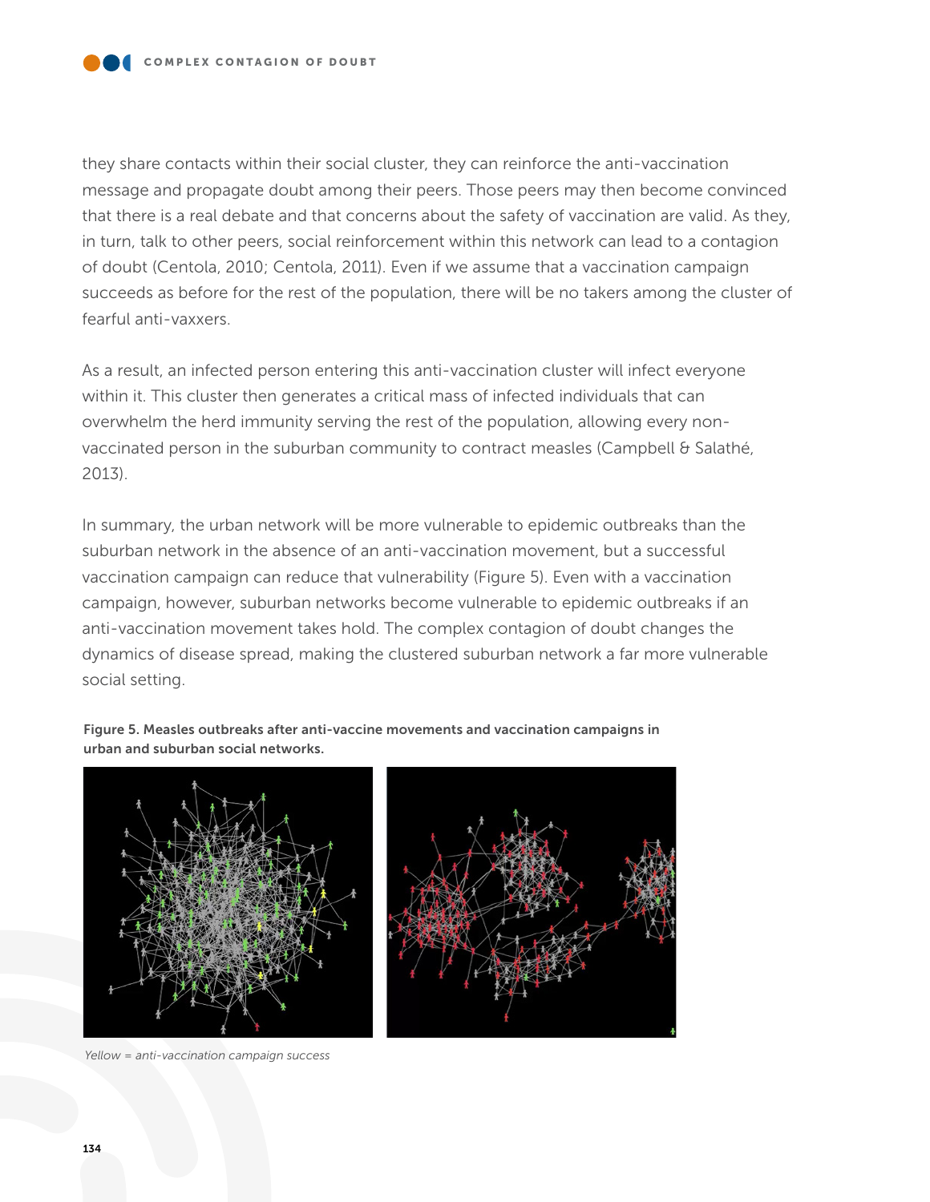they share contacts within their social cluster, they can reinforce the anti-vaccination message and propagate doubt among their peers. Those peers may then become convinced that there is a real debate and that concerns about the safety of vaccination are valid. As they, in turn, talk to other peers, social reinforcement within this network can lead to a contagion of doubt (Centola, 2010; Centola, 2011). Even if we assume that a vaccination campaign succeeds as before for the rest of the population, there will be no takers among the cluster of fearful anti-vaxxers.

As a result, an infected person entering this anti-vaccination cluster will infect everyone within it. This cluster then generates a critical mass of infected individuals that can overwhelm the herd immunity serving the rest of the population, allowing every non-vaccinated person in the suburban community to contract measles (Campbell & Salathé, 2013).

In summary, the urban network will be more vulnerable to epidemic outbreaks than the suburban network in the absence of an anti-vaccination movement, but a successful vaccination campaign can reduce that vulnerability (Figure 5). Even with a vaccination campaign, however, suburban networks become vulnerable to epidemic outbreaks if an anti-vaccination movement takes hold. The complex contagion of doubt changes the dynamics of disease spread, making the clustered suburban network a far more vulnerable social setting.

**Figure 5. Measles outbreaks after anti-vaccine movements and vaccination campaigns in urban and suburban social networks.**

*Yellow = anti-vaccination campaign success*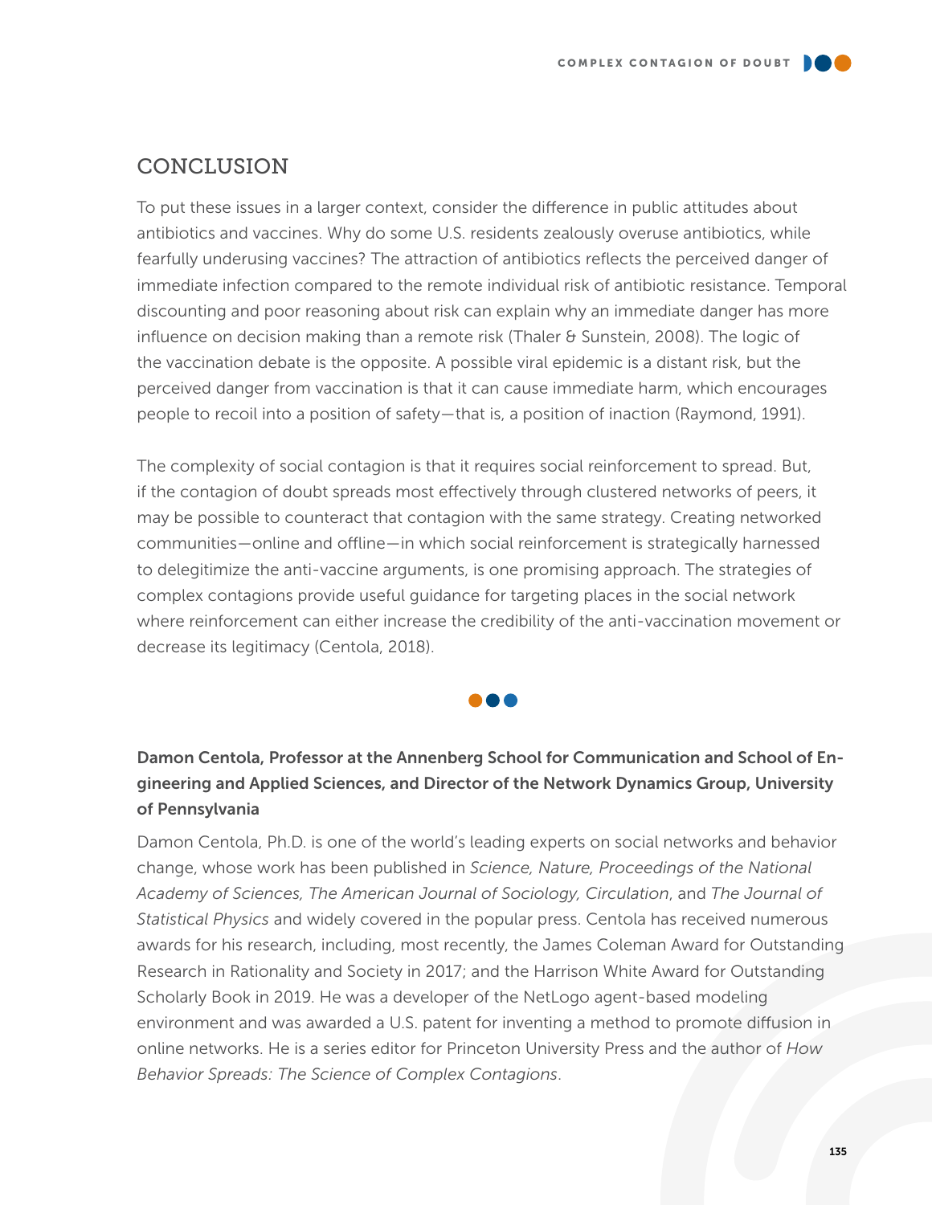## CONCLUSION

To put these issues in a larger context, consider the difference in public attitudes about antibiotics and vaccines. Why do some U.S. residents zealously overuse antibiotics, while fearfully underusing vaccines? The attraction of antibiotics reflects the perceived danger of immediate infection compared to the remote individual risk of antibiotic resistance. Temporal discounting and poor reasoning about risk can explain why an immediate danger has more influence on decision making than a remote risk (Thaler & Sunstein, 2008). The logic of the vaccination debate is the opposite. A possible viral epidemic is a distant risk, but the perceived danger from vaccination is that it can cause immediate harm, which encourages people to recoil into a position of safety—that is, a position of inaction (Raymond, 1991).

The complexity of social contagion is that it requires social reinforcement to spread. But, if the contagion of doubt spreads most effectively through clustered networks of peers, it may be possible to counteract that contagion with the same strategy. Creating networked communities—online and offline—in which social reinforcement is strategically harnessed to delegitimize the anti-vaccine arguments, is one promising approach. The strategies of complex contagions provide useful guidance for targeting places in the social network where reinforcement can either increase the credibility of the anti-vaccination movement or decrease its legitimacy (Centola, 2018).

**Damon Centola, Professor at the Annenberg School for Communication and School of Engineering and Applied Sciences, and Director of the Network Dynamics Group, University of Pennsylvania**

Damon Centola, Ph.D. is one of the world's leading experts on social networks and behavior change, whose work has been published in *Science, Nature, Proceedings of the National Academy of Sciences, The American Journal of Sociology, Circulation*, and *The Journal of Statistical Physics* and widely covered in the popular press. Centola has received numerous awards for his research, including, most recently, the James Coleman Award for Outstanding Research in Rationality and Society in 2017; and the Harrison White Award for Outstanding Scholarly Book in 2019. He was a developer of the NetLogo agent-based modeling environment and was awarded a U.S. patent for inventing a method to promote diffusion in online networks. He is a series editor for Princeton University Press and the author of *How Behavior Spreads: The Science of Complex Contagions*.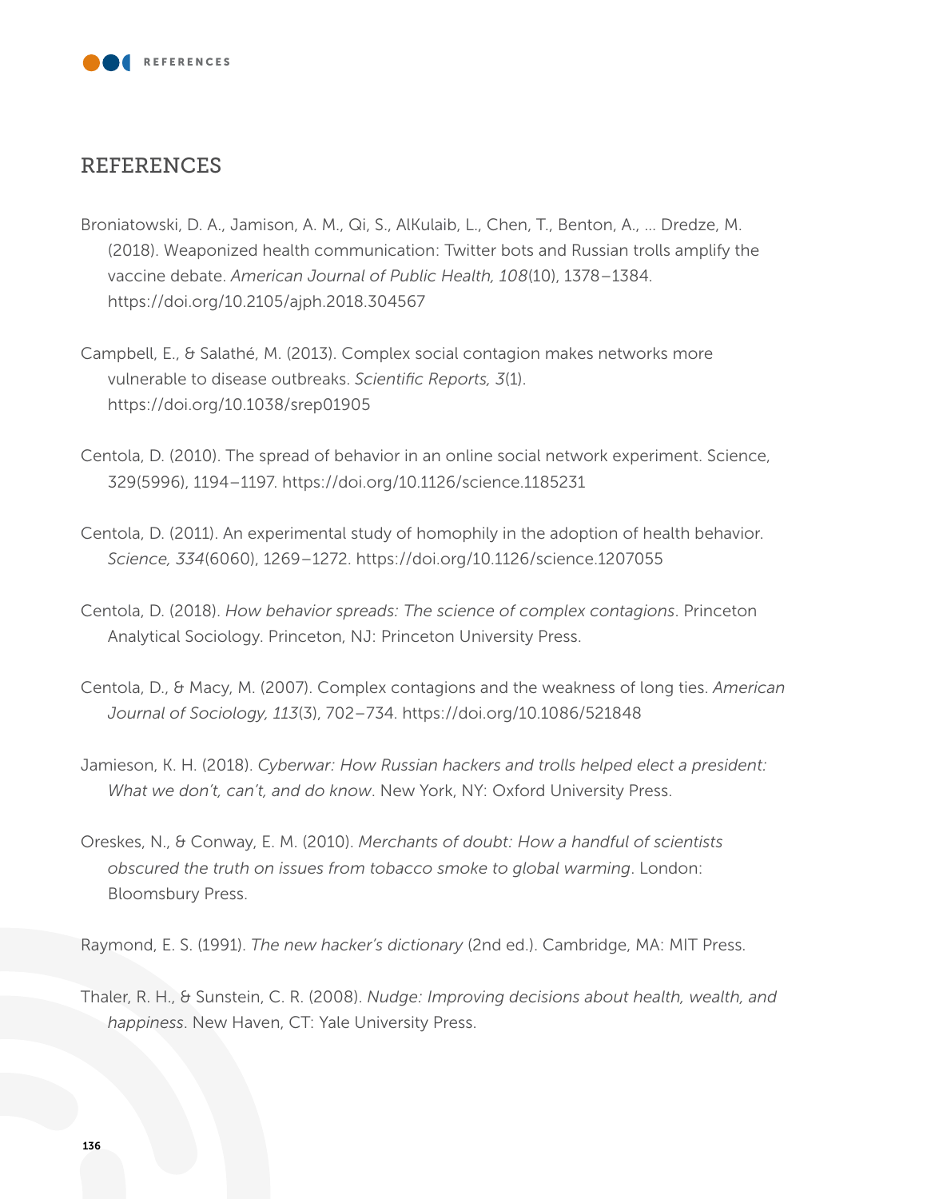# REFERENCES

Broniatowski, D. A., Jamison, A. M., Qi, S., AlKulaib, L., Chen, T., Benton, A., … Dredze, M. (2018). Weaponized health communication: Twitter bots and Russian trolls amplify the vaccine debate. *American Journal of Public Health, 108*(10), 1378–1384. https://doi.org/10.2105/ajph.2018.304567

Campbell, E., & Salathé, M. (2013). Complex social contagion makes networks more vulnerable to disease outbreaks. *Scientific Reports, 3*(1). https://doi.org/10.1038/srep01905

Centola, D. (2010). The spread of behavior in an online social network experiment. Science, 329(5996), 1194–1197. https://doi.org/10.1126/science.1185231

Centola, D. (2011). An experimental study of homophily in the adoption of health behavior. *Science, 334*(6060), 1269–1272. https://doi.org/10.1126/science.1207055

Centola, D. (2018). *How behavior spreads: The science of complex contagions*. Princeton Analytical Sociology. Princeton, NJ: Princeton University Press.

Centola, D., & Macy, M. (2007). Complex contagions and the weakness of long ties. *American Journal of Sociology, 113*(3), 702–734. https://doi.org/10.1086/521848

Jamieson, K. H. (2018). *Cyberwar: How Russian hackers and trolls helped elect a president: What we don't, can't, and do know*. New York, NY: Oxford University Press.

Oreskes, N., & Conway, E. M. (2010). *Merchants of doubt: How a handful of scientists obscured the truth on issues from tobacco smoke to global warming*. London: Bloomsbury Press.

Raymond, E. S. (1991). *The new hacker's dictionary* (2nd ed.). Cambridge, MA: MIT Press.

Thaler, R. H., & Sunstein, C. R. (2008). *Nudge: Improving decisions about health, wealth, and happiness*. New Haven, CT: Yale University Press.